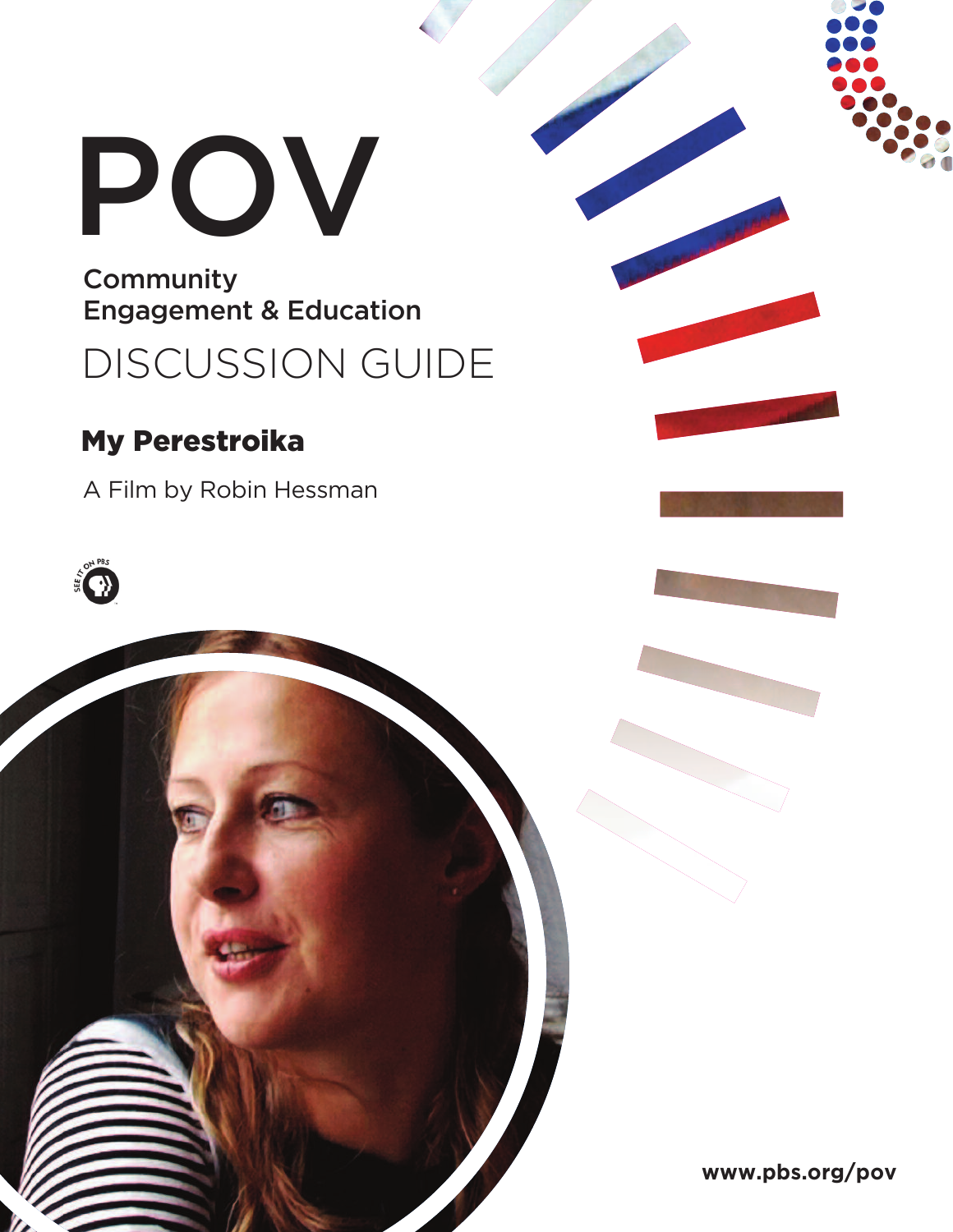# POV

Community
Engagement & Education

DISCUSSION GUIDE

## My Perestroika

A Film by Robin Hessman

SEE IT ON PBS

www.pbs.org/pov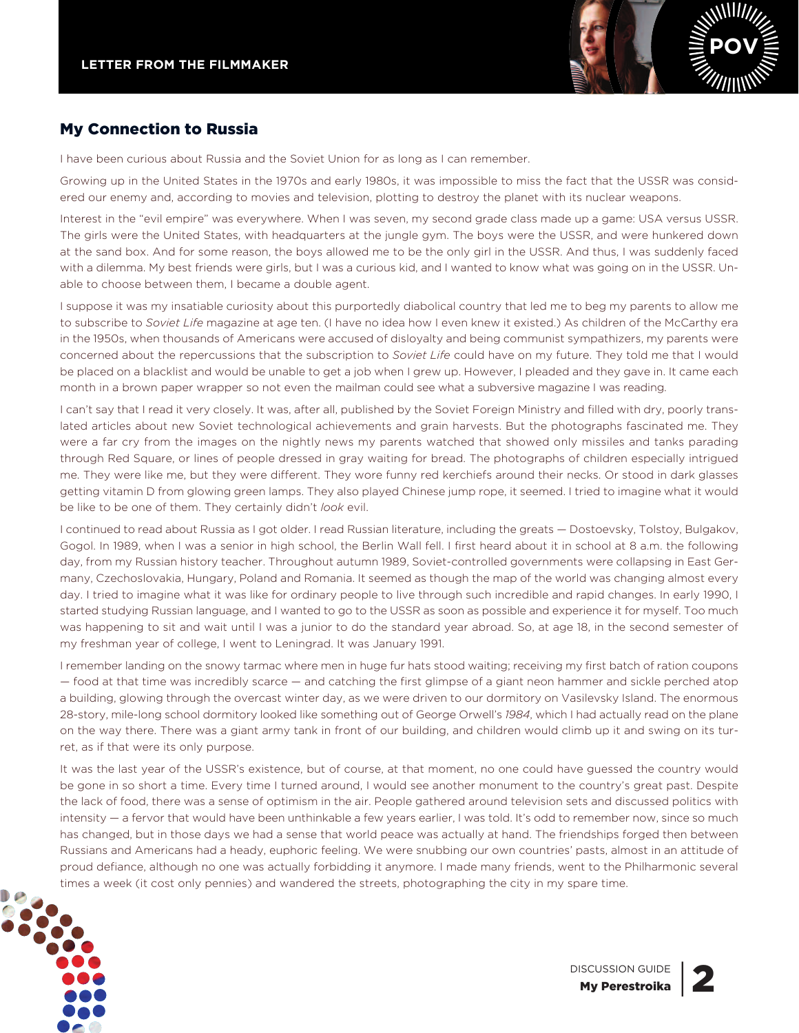## My Connection to Russia

I have been curious about Russia and the Soviet Union for as long as I can remember.

Growing up in the United States in the 1970s and early 1980s, it was impossible to miss the fact that the USSR was considered our enemy and, according to movies and television, plotting to destroy the planet with its nuclear weapons.

Interest in the "evil empire" was everywhere. When I was seven, my second grade class made up a game: USA versus USSR. The girls were the United States, with headquarters at the jungle gym. The boys were the USSR, and were hunkered down at the sand box. And for some reason, the boys allowed me to be the only girl in the USSR. And thus, I was suddenly faced with a dilemma. My best friends were girls, but I was a curious kid, and I wanted to know what was going on in the USSR. Unable to choose between them, I became a double agent.

I suppose it was my insatiable curiosity about this purportedly diabolical country that led me to beg my parents to allow me to subscribe to *Soviet Life* magazine at age ten. (I have no idea how I even knew it existed.) As children of the McCarthy era in the 1950s, when thousands of Americans were accused of disloyalty and being communist sympathizers, my parents were concerned about the repercussions that the subscription to *Soviet Life* could have on my future. They told me that I would be placed on a blacklist and would be unable to get a job when I grew up. However, I pleaded and they gave in. It came each month in a brown paper wrapper so not even the mailman could see what a subversive magazine I was reading.

I can't say that I read it very closely. It was, after all, published by the Soviet Foreign Ministry and filled with dry, poorly translated articles about new Soviet technological achievements and grain harvests. But the photographs fascinated me. They were a far cry from the images on the nightly news my parents watched that showed only missiles and tanks parading through Red Square, or lines of people dressed in gray waiting for bread. The photographs of children especially intrigued me. They were like me, but they were different. They wore funny red kerchiefs around their necks. Or stood in dark glasses getting vitamin D from glowing green lamps. They also played Chinese jump rope, it seemed. I tried to imagine what it would be like to be one of them. They certainly didn't *look* evil.

I continued to read about Russia as I got older. I read Russian literature, including the greats — Dostoevsky, Tolstoy, Bulgakov, Gogol. In 1989, when I was a senior in high school, the Berlin Wall fell. I first heard about it in school at 8 a.m. the following day, from my Russian history teacher. Throughout autumn 1989, Soviet-controlled governments were collapsing in East Germany, Czechoslovakia, Hungary, Poland and Romania. It seemed as though the map of the world was changing almost every day. I tried to imagine what it was like for ordinary people to live through such incredible and rapid changes. In early 1990, I started studying Russian language, and I wanted to go to the USSR as soon as possible and experience it for myself. Too much was happening to sit and wait until I was a junior to do the standard year abroad. So, at age 18, in the second semester of my freshman year of college, I went to Leningrad. It was January 1991.

I remember landing on the snowy tarmac where men in huge fur hats stood waiting; receiving my first batch of ration coupons — food at that time was incredibly scarce — and catching the first glimpse of a giant neon hammer and sickle perched atop a building, glowing through the overcast winter day, as we were driven to our dormitory on Vasilevsky Island. The enormous 28-story, mile-long school dormitory looked like something out of George Orwell's *1984*, which I had actually read on the plane on the way there. There was a giant army tank in front of our building, and children would climb up it and swing on its turret, as if that were its only purpose.

It was the last year of the USSR's existence, but of course, at that moment, no one could have guessed the country would be gone in so short a time. Every time I turned around, I would see another monument to the country's great past. Despite the lack of food, there was a sense of optimism in the air. People gathered around television sets and discussed politics with intensity — a fervor that would have been unthinkable a few years earlier, I was told. It's odd to remember now, since so much has changed, but in those days we had a sense that world peace was actually at hand. The friendships forged then between Russians and Americans had a heady, euphoric feeling. We were snubbing our own countries' pasts, almost in an attitude of proud defiance, although no one was actually forbidding it anymore. I made many friends, went to the Philharmonic several times a week (it cost only pennies) and wandered the streets, photographing the city in my spare time.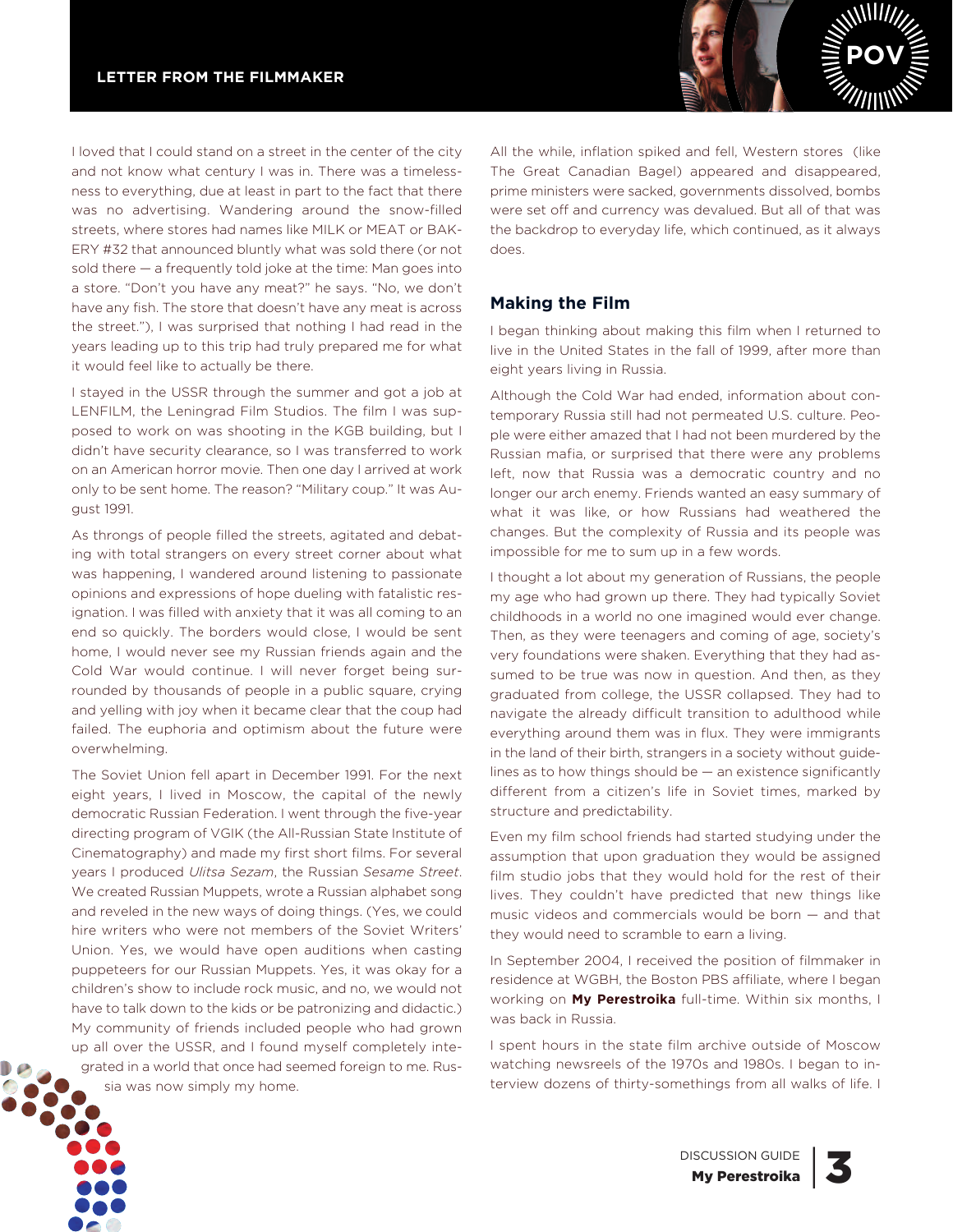I loved that I could stand on a street in the center of the city and not know what century I was in. There was a timelessness to everything, due at least in part to the fact that there was no advertising. Wandering around the snow-filled streets, where stores had names like MILK or MEAT or BAKERY #32 that announced bluntly what was sold there (or not sold there — a frequently told joke at the time: Man goes into a store. "Don't you have any meat?" he says. "No, we don't have any fish. The store that doesn't have any meat is across the street."), I was surprised that nothing I had read in the years leading up to this trip had truly prepared me for what it would feel like to actually be there.

I stayed in the USSR through the summer and got a job at LENFILM, the Leningrad Film Studios. The film I was supposed to work on was shooting in the KGB building, but I didn't have security clearance, so I was transferred to work on an American horror movie. Then one day I arrived at work only to be sent home. The reason? "Military coup." It was August 1991.

As throngs of people filled the streets, agitated and debating with total strangers on every street corner about what was happening, I wandered around listening to passionate opinions and expressions of hope dueling with fatalistic resignation. I was filled with anxiety that it was all coming to an end so quickly. The borders would close, I would be sent home, I would never see my Russian friends again and the Cold War would continue. I will never forget being surrounded by thousands of people in a public square, crying and yelling with joy when it became clear that the coup had failed. The euphoria and optimism about the future were overwhelming.

The Soviet Union fell apart in December 1991. For the next eight years, I lived in Moscow, the capital of the newly democratic Russian Federation. I went through the five-year directing program of VGIK (the All-Russian State Institute of Cinematography) and made my first short films. For several years I produced *Ulitsa Sezam*, the Russian *Sesame Street*. We created Russian Muppets, wrote a Russian alphabet song and reveled in the new ways of doing things. (Yes, we could hire writers who were not members of the Soviet Writers' Union. Yes, we would have open auditions when casting puppeteers for our Russian Muppets. Yes, it was okay for a children's show to include rock music, and no, we would not have to talk down to the kids or be patronizing and didactic.) My community of friends included people who had grown up all over the USSR, and I found myself completely integrated in a world that once had seemed foreign to me. Russia was now simply my home.

All the while, inflation spiked and fell, Western stores (like The Great Canadian Bagel) appeared and disappeared, prime ministers were sacked, governments dissolved, bombs were set off and currency was devalued. But all of that was the backdrop to everyday life, which continued, as it always does.

## Making the Film

I began thinking about making this film when I returned to live in the United States in the fall of 1999, after more than eight years living in Russia.

Although the Cold War had ended, information about contemporary Russia still had not permeated U.S. culture. People were either amazed that I had not been murdered by the Russian mafia, or surprised that there were any problems left, now that Russia was a democratic country and no longer our arch enemy. Friends wanted an easy summary of what it was like, or how Russians had weathered the changes. But the complexity of Russia and its people was impossible for me to sum up in a few words.

I thought a lot about my generation of Russians, the people my age who had grown up there. They had typically Soviet childhoods in a world no one imagined would ever change. Then, as they were teenagers and coming of age, society's very foundations were shaken. Everything that they had assumed to be true was now in question. And then, as they graduated from college, the USSR collapsed. They had to navigate the already difficult transition to adulthood while everything around them was in flux. They were immigrants in the land of their birth, strangers in a society without guidelines as to how things should be — an existence significantly different from a citizen's life in Soviet times, marked by structure and predictability.

Even my film school friends had started studying under the assumption that upon graduation they would be assigned film studio jobs that they would hold for the rest of their lives. They couldn't have predicted that new things like music videos and commercials would be born — and that they would need to scramble to earn a living.

In September 2004, I received the position of filmmaker in residence at WGBH, the Boston PBS affiliate, where I began working on **My Perestroika** full-time. Within six months, I was back in Russia.

I spent hours in the state film archive outside of Moscow watching newsreels of the 1970s and 1980s. I began to interview dozens of thirty-somethings from all walks of life. I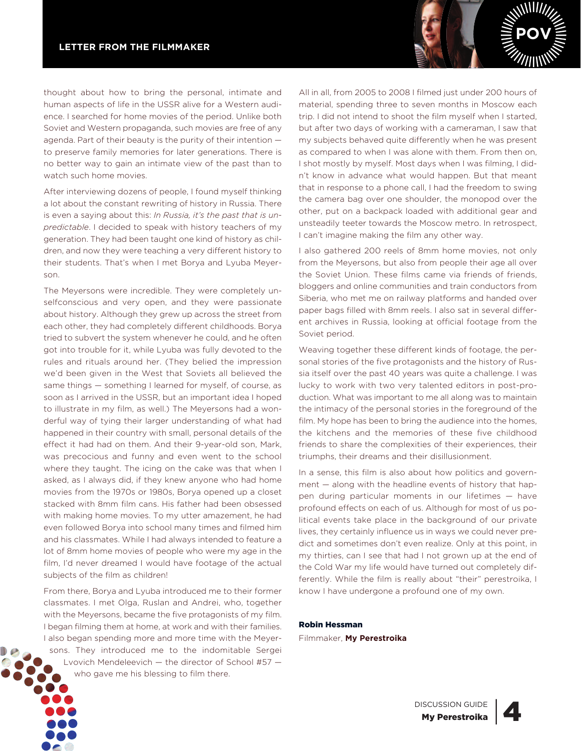thought about how to bring the personal, intimate and human aspects of life in the USSR alive for a Western audience. I searched for home movies of the period. Unlike both Soviet and Western propaganda, such movies are free of any agenda. Part of their beauty is the purity of their intention — to preserve family memories for later generations. There is no better way to gain an intimate view of the past than to watch such home movies.

After interviewing dozens of people, I found myself thinking a lot about the constant rewriting of history in Russia. There is even a saying about this: *In Russia, it's the past that is unpredictable*. I decided to speak with history teachers of my generation. They had been taught one kind of history as children, and now they were teaching a very different history to their students. That's when I met Borya and Lyuba Meyerson.

The Meyersons were incredible. They were completely unselfconscious and very open, and they were passionate about history. Although they grew up across the street from each other, they had completely different childhoods. Borya tried to subvert the system whenever he could, and he often got into trouble for it, while Lyuba was fully devoted to the rules and rituals around her. (They belied the impression we'd been given in the West that Soviets all believed the same things — something I learned for myself, of course, as soon as I arrived in the USSR, but an important idea I hoped to illustrate in my film, as well.) The Meyersons had a wonderful way of tying their larger understanding of what had happened in their country with small, personal details of the effect it had had on them. And their 9-year-old son, Mark, was precocious and funny and even went to the school where they taught. The icing on the cake was that when I asked, as I always did, if they knew anyone who had home movies from the 1970s or 1980s, Borya opened up a closet stacked with 8mm film cans. His father had been obsessed with making home movies. To my utter amazement, he had even followed Borya into school many times and filmed him and his classmates. While I had always intended to feature a lot of 8mm home movies of people who were my age in the film, I'd never dreamed I would have footage of the actual subjects of the film as children!

From there, Borya and Lyuba introduced me to their former classmates. I met Olga, Ruslan and Andrei, who, together with the Meyersons, became the five protagonists of my film. I began filming them at home, at work and with their families. I also began spending more and more time with the Meyersons. They introduced me to the indomitable Sergei Lvovich Mendeleevich — the director of School #57 — who gave me his blessing to film there.

All in all, from 2005 to 2008 I filmed just under 200 hours of material, spending three to seven months in Moscow each trip. I did not intend to shoot the film myself when I started, but after two days of working with a cameraman, I saw that my subjects behaved quite differently when he was present as compared to when I was alone with them. From then on, I shot mostly by myself. Most days when I was filming, I didn't know in advance what would happen. But that meant that in response to a phone call, I had the freedom to swing the camera bag over one shoulder, the monopod over the other, put on a backpack loaded with additional gear and unsteadily teeter towards the Moscow metro. In retrospect, I can't imagine making the film any other way.

I also gathered 200 reels of 8mm home movies, not only from the Meyersons, but also from people their age all over the Soviet Union. These films came via friends of friends, bloggers and online communities and train conductors from Siberia, who met me on railway platforms and handed over paper bags filled with 8mm reels. I also sat in several different archives in Russia, looking at official footage from the Soviet period.

Weaving together these different kinds of footage, the personal stories of the five protagonists and the history of Russia itself over the past 40 years was quite a challenge. I was lucky to work with two very talented editors in post-production. What was important to me all along was to maintain the intimacy of the personal stories in the foreground of the film. My hope has been to bring the audience into the homes, the kitchens and the memories of these five childhood friends to share the complexities of their experiences, their triumphs, their dreams and their disillusionment.

In a sense, this film is also about how politics and government — along with the headline events of history that happen during particular moments in our lifetimes — have profound effects on each of us. Although for most of us political events take place in the background of our private lives, they certainly influence us in ways we could never predict and sometimes don't even realize. Only at this point, in my thirties, can I see that had I not grown up at the end of the Cold War my life would have turned out completely differently. While the film is really about "their" perestroika, I know I have undergone a profound one of my own.

**Robin Hessman**
Filmmaker, **My Perestroika**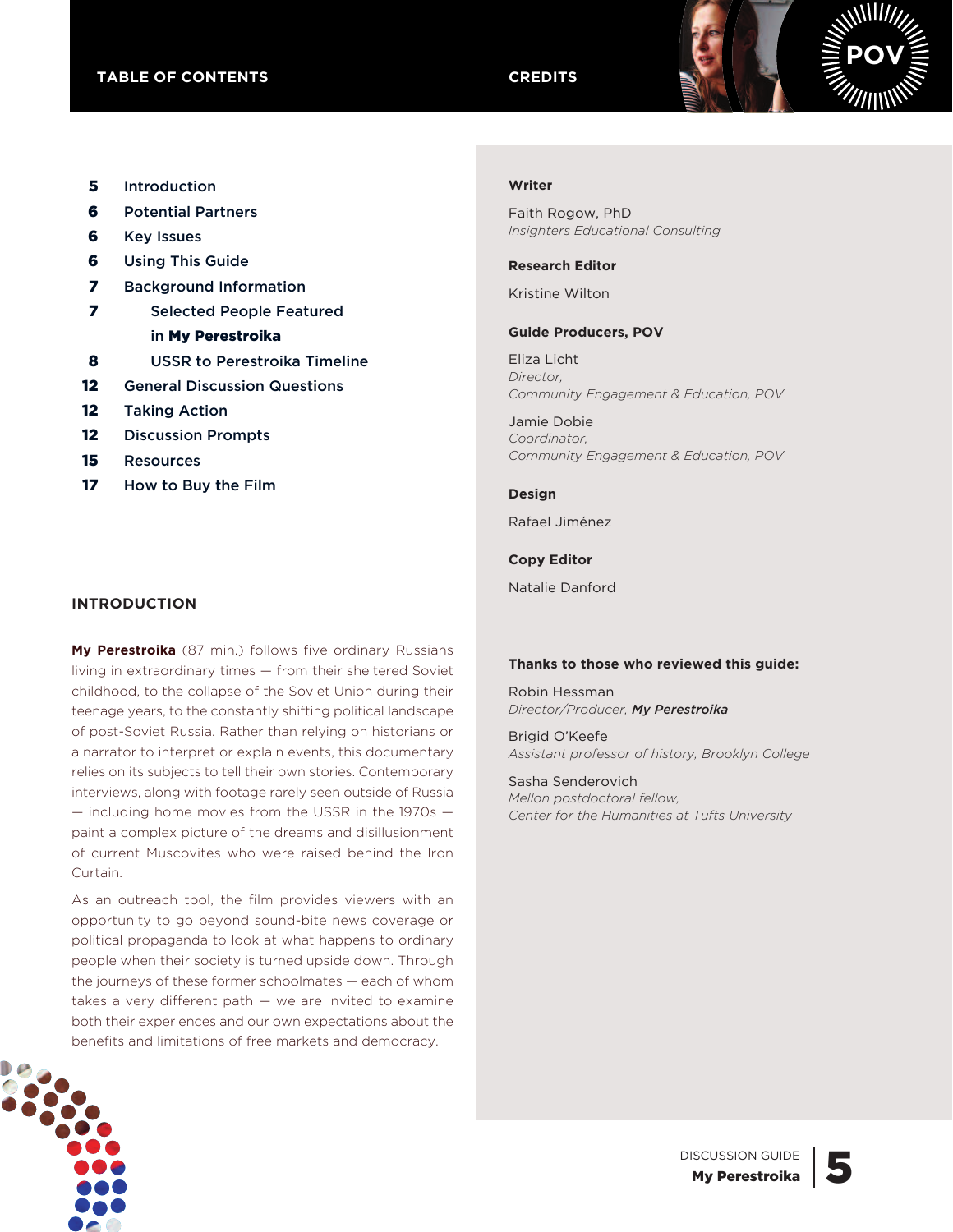## TABLE OF CONTENTS

| | |
|---|---|
| 5 | Introduction |
| 6 | Potential Partners |
| 6 | Key Issues |
| 6 | Using This Guide |
| 7 | Background Information |
| 7 | Selected People Featured in **My Perestroika** |
| 8 | USSR to Perestroika Timeline |
| 12 | General Discussion Questions |
| 12 | Taking Action |
| 12 | Discussion Prompts |
| 15 | Resources |
| 17 | How to Buy the Film |

## INTRODUCTION

**My Perestroika** (87 min.) follows five ordinary Russians living in extraordinary times — from their sheltered Soviet childhood, to the collapse of the Soviet Union during their teenage years, to the constantly shifting political landscape of post-Soviet Russia. Rather than relying on historians or a narrator to interpret or explain events, this documentary relies on its subjects to tell their own stories. Contemporary interviews, along with footage rarely seen outside of Russia — including home movies from the USSR in the 1970s — paint a complex picture of the dreams and disillusionment of current Muscovites who were raised behind the Iron Curtain.

As an outreach tool, the film provides viewers with an opportunity to go beyond sound-bite news coverage or political propaganda to look at what happens to ordinary people when their society is turned upside down. Through the journeys of these former schoolmates — each of whom takes a very different path — we are invited to examine both their experiences and our own expectations about the benefits and limitations of free markets and democracy.

## CREDITS

**Writer**

Faith Rogow, PhD
*Insighters Educational Consulting*

**Research Editor**

Kristine Wilton

**Guide Producers, POV**

Eliza Licht
*Director,*
*Community Engagement & Education, POV*

Jamie Dobie
*Coordinator,*
*Community Engagement & Education, POV*

**Design**

Rafael Jiménez

**Copy Editor**

Natalie Danford

**Thanks to those who reviewed this guide:**

Robin Hessman
*Director/Producer,* ***My Perestroika***

Brigid O'Keefe
*Assistant professor of history, Brooklyn College*

Sasha Senderovich
*Mellon postdoctoral fellow,*
*Center for the Humanities at Tufts University*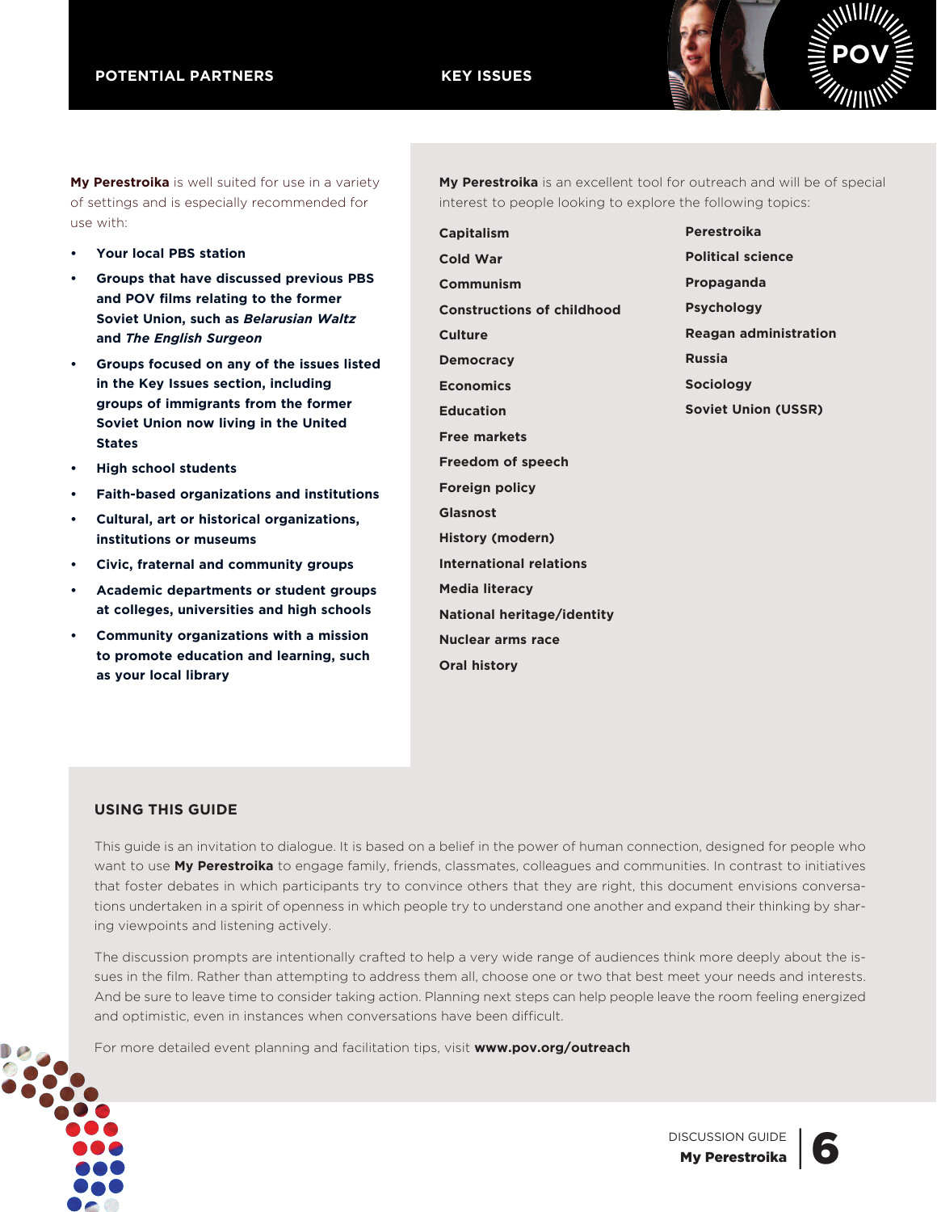## POTENTIAL PARTNERS

**My Perestroika** is well suited for use in a variety of settings and is especially recommended for use with:

- **Your local PBS station**
- **Groups that have discussed previous PBS and POV films relating to the former Soviet Union, such as *Belarusian Waltz* and *The English Surgeon***
- **Groups focused on any of the issues listed in the Key Issues section, including groups of immigrants from the former Soviet Union now living in the United States**
- **High school students**
- **Faith-based organizations and institutions**
- **Cultural, art or historical organizations, institutions or museums**
- **Civic, fraternal and community groups**
- **Academic departments or student groups at colleges, universities and high schools**
- **Community organizations with a mission to promote education and learning, such as your local library**

## KEY ISSUES

**My Perestroika** is an excellent tool for outreach and will be of special interest to people looking to explore the following topics:

- **Capitalism**
- **Cold War**
- **Communism**
- **Constructions of childhood**
- **Culture**
- **Democracy**
- **Economics**
- **Education**
- **Free markets**
- **Freedom of speech**
- **Foreign policy**
- **Glasnost**
- **History (modern)**
- **International relations**
- **Media literacy**
- **National heritage/identity**
- **Nuclear arms race**
- **Oral history**
- **Perestroika**
- **Political science**
- **Propaganda**
- **Psychology**
- **Reagan administration**
- **Russia**
- **Sociology**
- **Soviet Union (USSR)**

## USING THIS GUIDE

This guide is an invitation to dialogue. It is based on a belief in the power of human connection, designed for people who want to use **My Perestroika** to engage family, friends, classmates, colleagues and communities. In contrast to initiatives that foster debates in which participants try to convince others that they are right, this document envisions conversations undertaken in a spirit of openness in which people try to understand one another and expand their thinking by sharing viewpoints and listening actively.

The discussion prompts are intentionally crafted to help a very wide range of audiences think more deeply about the issues in the film. Rather than attempting to address them all, choose one or two that best meet your needs and interests. And be sure to leave time to consider taking action. Planning next steps can help people leave the room feeling energized and optimistic, even in instances when conversations have been difficult.

For more detailed event planning and facilitation tips, visit **www.pov.org/outreach**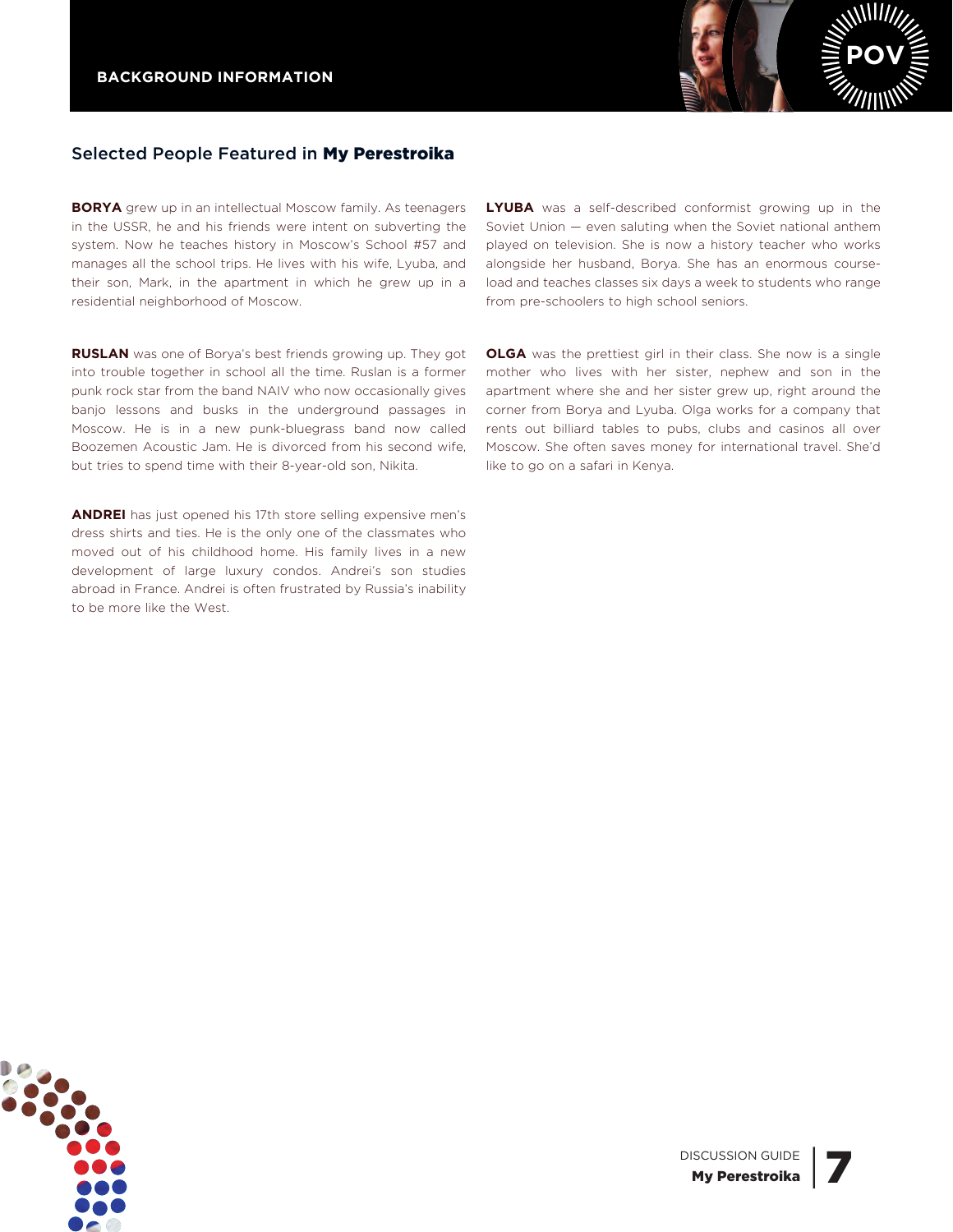## Selected People Featured in **My Perestroika**

**BORYA** grew up in an intellectual Moscow family. As teenagers in the USSR, he and his friends were intent on subverting the system. Now he teaches history in Moscow's School #57 and manages all the school trips. He lives with his wife, Lyuba, and their son, Mark, in the apartment in which he grew up in a residential neighborhood of Moscow.

**RUSLAN** was one of Borya's best friends growing up. They got into trouble together in school all the time. Ruslan is a former punk rock star from the band NAIV who now occasionally gives banjo lessons and busks in the underground passages in Moscow. He is in a new punk-bluegrass band now called Boozemen Acoustic Jam. He is divorced from his second wife, but tries to spend time with their 8-year-old son, Nikita.

**ANDREI** has just opened his 17th store selling expensive men's dress shirts and ties. He is the only one of the classmates who moved out of his childhood home. His family lives in a new development of large luxury condos. Andrei's son studies abroad in France. Andrei is often frustrated by Russia's inability to be more like the West.

**LYUBA** was a self-described conformist growing up in the Soviet Union — even saluting when the Soviet national anthem played on television. She is now a history teacher who works alongside her husband, Borya. She has an enormous course-load and teaches classes six days a week to students who range from pre-schoolers to high school seniors.

**OLGA** was the prettiest girl in their class. She now is a single mother who lives with her sister, nephew and son in the apartment where she and her sister grew up, right around the corner from Borya and Lyuba. Olga works for a company that rents out billiard tables to pubs, clubs and casinos all over Moscow. She often saves money for international travel. She'd like to go on a safari in Kenya.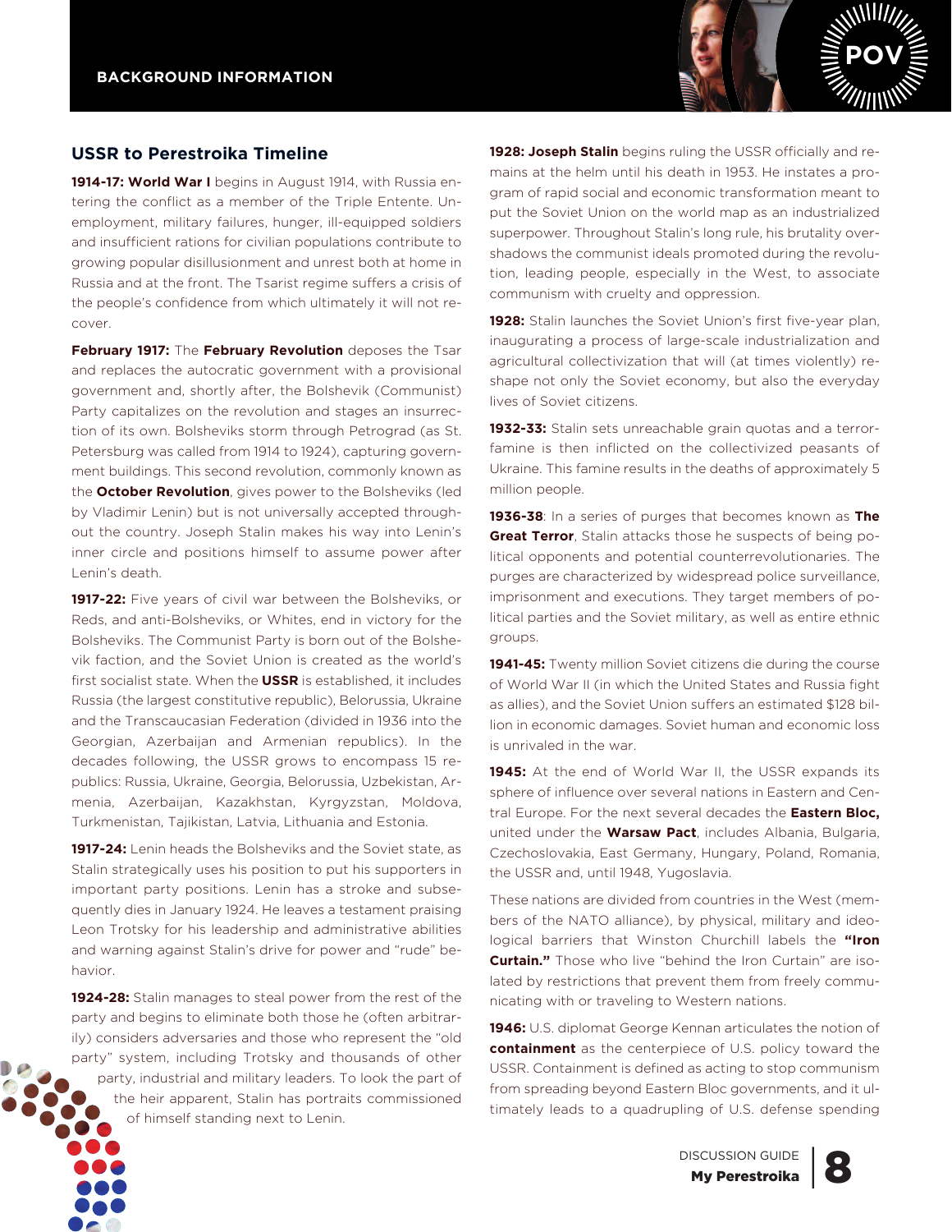## USSR to Perestroika Timeline

**1914-17: World War I** begins in August 1914, with Russia entering the conflict as a member of the Triple Entente. Unemployment, military failures, hunger, ill-equipped soldiers and insufficient rations for civilian populations contribute to growing popular disillusionment and unrest both at home in Russia and at the front. The Tsarist regime suffers a crisis of the people's confidence from which ultimately it will not recover.

**February 1917:** The **February Revolution** deposes the Tsar and replaces the autocratic government with a provisional government and, shortly after, the Bolshevik (Communist) Party capitalizes on the revolution and stages an insurrection of its own. Bolsheviks storm through Petrograd (as St. Petersburg was called from 1914 to 1924), capturing government buildings. This second revolution, commonly known as the **October Revolution**, gives power to the Bolsheviks (led by Vladimir Lenin) but is not universally accepted throughout the country. Joseph Stalin makes his way into Lenin's inner circle and positions himself to assume power after Lenin's death.

**1917-22:** Five years of civil war between the Bolsheviks, or Reds, and anti-Bolsheviks, or Whites, end in victory for the Bolsheviks. The Communist Party is born out of the Bolshevik faction, and the Soviet Union is created as the world's first socialist state. When the **USSR** is established, it includes Russia (the largest constitutive republic), Belorussia, Ukraine and the Transcaucasian Federation (divided in 1936 into the Georgian, Azerbaijan and Armenian republics). In the decades following, the USSR grows to encompass 15 republics: Russia, Ukraine, Georgia, Belorussia, Uzbekistan, Armenia, Azerbaijan, Kazakhstan, Kyrgyzstan, Moldova, Turkmenistan, Tajikistan, Latvia, Lithuania and Estonia.

**1917-24:** Lenin heads the Bolsheviks and the Soviet state, as Stalin strategically uses his position to put his supporters in important party positions. Lenin has a stroke and subsequently dies in January 1924. He leaves a testament praising Leon Trotsky for his leadership and administrative abilities and warning against Stalin's drive for power and "rude" behavior.

**1924-28:** Stalin manages to steal power from the rest of the party and begins to eliminate both those he (often arbitrarily) considers adversaries and those who represent the "old party" system, including Trotsky and thousands of other party, industrial and military leaders. To look the part of the heir apparent, Stalin has portraits commissioned of himself standing next to Lenin.

**1928: Joseph Stalin** begins ruling the USSR officially and remains at the helm until his death in 1953. He instates a program of rapid social and economic transformation meant to put the Soviet Union on the world map as an industrialized superpower. Throughout Stalin's long rule, his brutality overshadows the communist ideals promoted during the revolution, leading people, especially in the West, to associate communism with cruelty and oppression.

**1928:** Stalin launches the Soviet Union's first five-year plan, inaugurating a process of large-scale industrialization and agricultural collectivization that will (at times violently) reshape not only the Soviet economy, but also the everyday lives of Soviet citizens.

**1932-33:** Stalin sets unreachable grain quotas and a terror-famine is then inflicted on the collectivized peasants of Ukraine. This famine results in the deaths of approximately 5 million people.

**1936-38**: In a series of purges that becomes known as **The Great Terror**, Stalin attacks those he suspects of being political opponents and potential counterrevolutionaries. The purges are characterized by widespread police surveillance, imprisonment and executions. They target members of political parties and the Soviet military, as well as entire ethnic groups.

**1941-45:** Twenty million Soviet citizens die during the course of World War II (in which the United States and Russia fight as allies), and the Soviet Union suffers an estimated $128 billion in economic damages. Soviet human and economic loss is unrivaled in the war.

**1945:** At the end of World War II, the USSR expands its sphere of influence over several nations in Eastern and Central Europe. For the next several decades the **Eastern Bloc,** united under the **Warsaw Pact**, includes Albania, Bulgaria, Czechoslovakia, East Germany, Hungary, Poland, Romania, the USSR and, until 1948, Yugoslavia.

These nations are divided from countries in the West (members of the NATO alliance), by physical, military and ideological barriers that Winston Churchill labels the **"Iron Curtain."** Those who live "behind the Iron Curtain" are isolated by restrictions that prevent them from freely communicating with or traveling to Western nations.

**1946:** U.S. diplomat George Kennan articulates the notion of **containment** as the centerpiece of U.S. policy toward the USSR. Containment is defined as acting to stop communism from spreading beyond Eastern Bloc governments, and it ultimately leads to a quadrupling of U.S. defense spending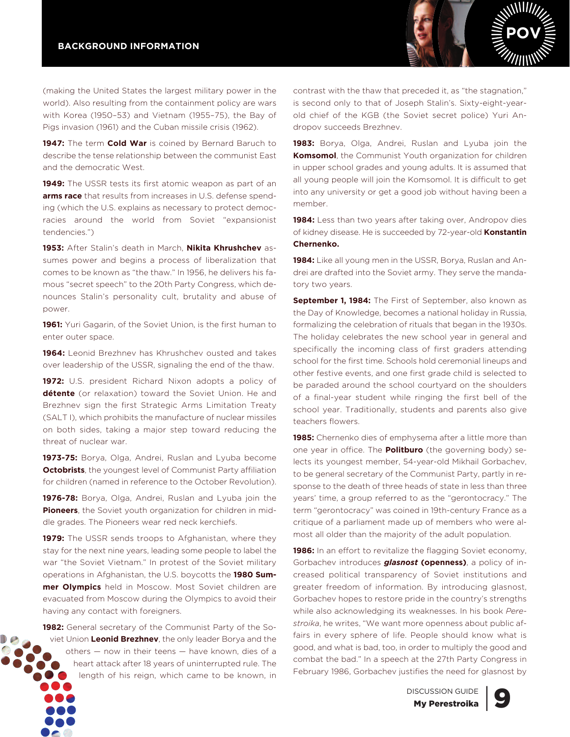(making the United States the largest military power in the world). Also resulting from the containment policy are wars with Korea (1950–53) and Vietnam (1955–75), the Bay of Pigs invasion (1961) and the Cuban missile crisis (1962).

**1947:** The term **Cold War** is coined by Bernard Baruch to describe the tense relationship between the communist East and the democratic West.

**1949:** The USSR tests its first atomic weapon as part of an **arms race** that results from increases in U.S. defense spending (which the U.S. explains as necessary to protect democracies around the world from Soviet "expansionist tendencies.")

**1953:** After Stalin's death in March, **Nikita Khrushchev** assumes power and begins a process of liberalization that comes to be known as "the thaw." In 1956, he delivers his famous "secret speech" to the 20th Party Congress, which denounces Stalin's personality cult, brutality and abuse of power.

**1961:** Yuri Gagarin, of the Soviet Union, is the first human to enter outer space.

**1964:** Leonid Brezhnev has Khrushchev ousted and takes over leadership of the USSR, signaling the end of the thaw.

**1972:** U.S. president Richard Nixon adopts a policy of **détente** (or relaxation) toward the Soviet Union. He and Brezhnev sign the first Strategic Arms Limitation Treaty (SALT I), which prohibits the manufacture of nuclear missiles on both sides, taking a major step toward reducing the threat of nuclear war.

**1973-75:** Borya, Olga, Andrei, Ruslan and Lyuba become **Octobrists**, the youngest level of Communist Party affiliation for children (named in reference to the October Revolution).

**1976-78:** Borya, Olga, Andrei, Ruslan and Lyuba join the **Pioneers**, the Soviet youth organization for children in middle grades. The Pioneers wear red neck kerchiefs.

**1979:** The USSR sends troops to Afghanistan, where they stay for the next nine years, leading some people to label the war "the Soviet Vietnam." In protest of the Soviet military operations in Afghanistan, the U.S. boycotts the **1980 Summer Olympics** held in Moscow. Most Soviet children are evacuated from Moscow during the Olympics to avoid their having any contact with foreigners.

**1982:** General secretary of the Communist Party of the Soviet Union **Leonid Brezhnev**, the only leader Borya and the others — now in their teens — have known, dies of a heart attack after 18 years of uninterrupted rule. The length of his reign, which came to be known, in contrast with the thaw that preceded it, as "the stagnation," is second only to that of Joseph Stalin's. Sixty-eight-year-old chief of the KGB (the Soviet secret police) Yuri Andropov succeeds Brezhnev.

**1983:** Borya, Olga, Andrei, Ruslan and Lyuba join the **Komsomol**, the Communist Youth organization for children in upper school grades and young adults. It is assumed that all young people will join the Komsomol. It is difficult to get into any university or get a good job without having been a member.

**1984:** Less than two years after taking over, Andropov dies of kidney disease. He is succeeded by 72-year-old **Konstantin Chernenko.**

**1984:** Like all young men in the USSR, Borya, Ruslan and Andrei are drafted into the Soviet army. They serve the mandatory two years.

**September 1, 1984:** The First of September, also known as the Day of Knowledge, becomes a national holiday in Russia, formalizing the celebration of rituals that began in the 1930s. The holiday celebrates the new school year in general and specifically the incoming class of first graders attending school for the first time. Schools hold ceremonial lineups and other festive events, and one first grade child is selected to be paraded around the school courtyard on the shoulders of a final-year student while ringing the first bell of the school year. Traditionally, students and parents also give teachers flowers.

**1985:** Chernenko dies of emphysema after a little more than one year in office. The **Politburo** (the governing body) selects its youngest member, 54-year-old Mikhail Gorbachev, to be general secretary of the Communist Party, partly in response to the death of three heads of state in less than three years' time, a group referred to as the "gerontocracy." The term "gerontocracy" was coined in 19th-century France as a critique of a parliament made up of members who were almost all older than the majority of the adult population.

**1986:** In an effort to revitalize the flagging Soviet economy, Gorbachev introduces ***glasnost*** **(openness)**, a policy of increased political transparency of Soviet institutions and greater freedom of information. By introducing glasnost, Gorbachev hopes to restore pride in the country's strengths while also acknowledging its weaknesses. In his book *Perestroika*, he writes, "We want more openness about public affairs in every sphere of life. People should know what is good, and what is bad, too, in order to multiply the good and combat the bad." In a speech at the 27th Party Congress in February 1986, Gorbachev justifies the need for glasnost by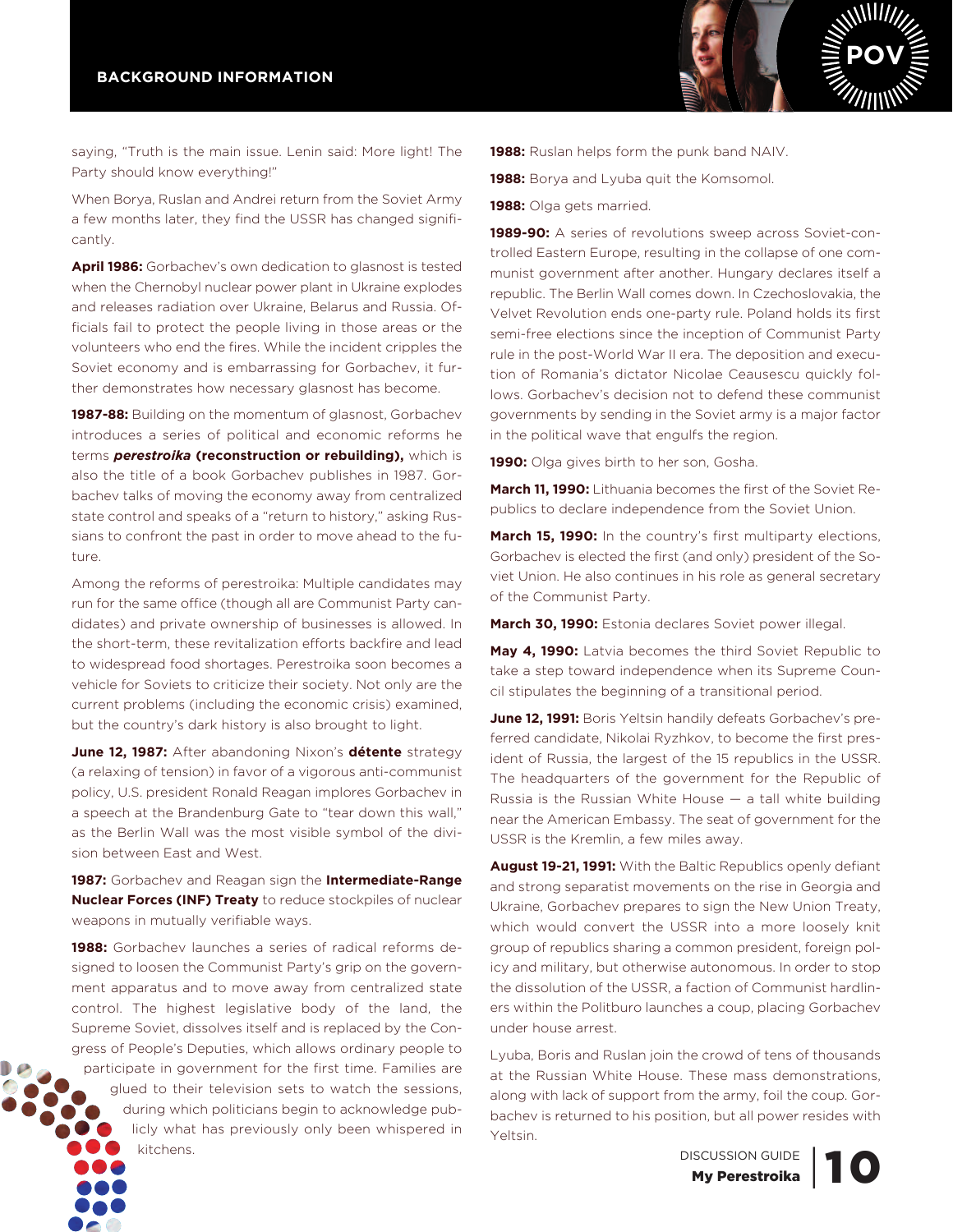saying, "Truth is the main issue. Lenin said: More light! The Party should know everything!"

When Borya, Ruslan and Andrei return from the Soviet Army a few months later, they find the USSR has changed significantly.

**April 1986:** Gorbachev's own dedication to glasnost is tested when the Chernobyl nuclear power plant in Ukraine explodes and releases radiation over Ukraine, Belarus and Russia. Officials fail to protect the people living in those areas or the volunteers who end the fires. While the incident cripples the Soviet economy and is embarrassing for Gorbachev, it further demonstrates how necessary glasnost has become.

**1987-88:** Building on the momentum of glasnost, Gorbachev introduces a series of political and economic reforms he terms ***perestroika* (reconstruction or rebuilding),** which is also the title of a book Gorbachev publishes in 1987. Gorbachev talks of moving the economy away from centralized state control and speaks of a "return to history," asking Russians to confront the past in order to move ahead to the future.

Among the reforms of perestroika: Multiple candidates may run for the same office (though all are Communist Party candidates) and private ownership of businesses is allowed. In the short-term, these revitalization efforts backfire and lead to widespread food shortages. Perestroika soon becomes a vehicle for Soviets to criticize their society. Not only are the current problems (including the economic crisis) examined, but the country's dark history is also brought to light.

**June 12, 1987:** After abandoning Nixon's **détente** strategy (a relaxing of tension) in favor of a vigorous anti-communist policy, U.S. president Ronald Reagan implores Gorbachev in a speech at the Brandenburg Gate to "tear down this wall," as the Berlin Wall was the most visible symbol of the division between East and West.

**1987:** Gorbachev and Reagan sign the **Intermediate-Range Nuclear Forces (INF) Treaty** to reduce stockpiles of nuclear weapons in mutually verifiable ways.

**1988:** Gorbachev launches a series of radical reforms designed to loosen the Communist Party's grip on the government apparatus and to move away from centralized state control. The highest legislative body of the land, the Supreme Soviet, dissolves itself and is replaced by the Congress of People's Deputies, which allows ordinary people to participate in government for the first time. Families are glued to their television sets to watch the sessions, during which politicians begin to acknowledge publicly what has previously only been whispered in kitchens.

**1988:** Ruslan helps form the punk band NAIV.

**1988:** Borya and Lyuba quit the Komsomol.

**1988:** Olga gets married.

**1989-90:** A series of revolutions sweep across Soviet-controlled Eastern Europe, resulting in the collapse of one communist government after another. Hungary declares itself a republic. The Berlin Wall comes down. In Czechoslovakia, the Velvet Revolution ends one-party rule. Poland holds its first semi-free elections since the inception of Communist Party rule in the post-World War II era. The deposition and execution of Romania's dictator Nicolae Ceausescu quickly follows. Gorbachev's decision not to defend these communist governments by sending in the Soviet army is a major factor in the political wave that engulfs the region.

**1990:** Olga gives birth to her son, Gosha.

**March 11, 1990:** Lithuania becomes the first of the Soviet Republics to declare independence from the Soviet Union.

**March 15, 1990:** In the country's first multiparty elections, Gorbachev is elected the first (and only) president of the Soviet Union. He also continues in his role as general secretary of the Communist Party.

**March 30, 1990:** Estonia declares Soviet power illegal.

**May 4, 1990:** Latvia becomes the third Soviet Republic to take a step toward independence when its Supreme Council stipulates the beginning of a transitional period.

**June 12, 1991:** Boris Yeltsin handily defeats Gorbachev's preferred candidate, Nikolai Ryzhkov, to become the first president of Russia, the largest of the 15 republics in the USSR. The headquarters of the government for the Republic of Russia is the Russian White House — a tall white building near the American Embassy. The seat of government for the USSR is the Kremlin, a few miles away.

**August 19-21, 1991:** With the Baltic Republics openly defiant and strong separatist movements on the rise in Georgia and Ukraine, Gorbachev prepares to sign the New Union Treaty, which would convert the USSR into a more loosely knit group of republics sharing a common president, foreign policy and military, but otherwise autonomous. In order to stop the dissolution of the USSR, a faction of Communist hardliners within the Politburo launches a coup, placing Gorbachev under house arrest.

Lyuba, Boris and Ruslan join the crowd of tens of thousands at the Russian White House. These mass demonstrations, along with lack of support from the army, foil the coup. Gorbachev is returned to his position, but all power resides with Yeltsin.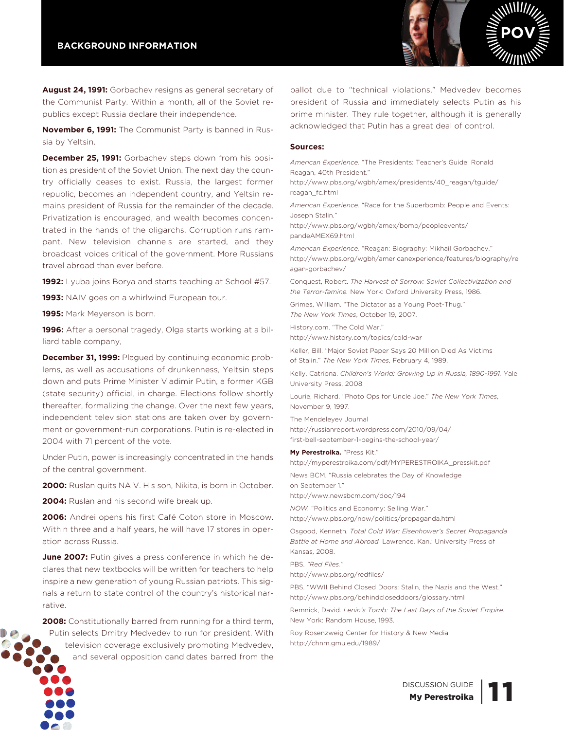**August 24, 1991:** Gorbachev resigns as general secretary of the Communist Party. Within a month, all of the Soviet republics except Russia declare their independence.

**November 6, 1991:** The Communist Party is banned in Russia by Yeltsin.

**December 25, 1991:** Gorbachev steps down from his position as president of the Soviet Union. The next day the country officially ceases to exist. Russia, the largest former republic, becomes an independent country, and Yeltsin remains president of Russia for the remainder of the decade. Privatization is encouraged, and wealth becomes concentrated in the hands of the oligarchs. Corruption runs rampant. New television channels are started, and they broadcast voices critical of the government. More Russians travel abroad than ever before.

**1992:** Lyuba joins Borya and starts teaching at School #57.

**1993:** NAIV goes on a whirlwind European tour.

**1995:** Mark Meyerson is born.

**1996:** After a personal tragedy, Olga starts working at a billiard table company,

**December 31, 1999:** Plagued by continuing economic problems, as well as accusations of drunkenness, Yeltsin steps down and puts Prime Minister Vladimir Putin, a former KGB (state security) official, in charge. Elections follow shortly thereafter, formalizing the change. Over the next few years, independent television stations are taken over by government or government-run corporations. Putin is re-elected in 2004 with 71 percent of the vote.

Under Putin, power is increasingly concentrated in the hands of the central government.

**2000:** Ruslan quits NAIV. His son, Nikita, is born in October.

**2004:** Ruslan and his second wife break up.

**2006:** Andrei opens his first Café Coton store in Moscow. Within three and a half years, he will have 17 stores in operation across Russia.

**June 2007:** Putin gives a press conference in which he declares that new textbooks will be written for teachers to help inspire a new generation of young Russian patriots. This signals a return to state control of the country's historical narrative.

**2008:** Constitutionally barred from running for a third term, Putin selects Dmitry Medvedev to run for president. With television coverage exclusively promoting Medvedev, and several opposition candidates barred from the ballot due to "technical violations," Medvedev becomes president of Russia and immediately selects Putin as his prime minister. They rule together, although it is generally acknowledged that Putin has a great deal of control.

## Sources:

*American Experience.* "The Presidents: Teacher's Guide: Ronald Reagan, 40th President." http://www.pbs.org/wgbh/amex/presidents/40_reagan/tguide/reagan_fc.html

*American Experience.* "Race for the Superbomb: People and Events: Joseph Stalin." http://www.pbs.org/wgbh/amex/bomb/peopleevents/pandeAMEX69.html

*American Experience.* "Reagan: Biography: Mikhail Gorbachev." http://www.pbs.org/wgbh/americanexperience/features/biography/reagan-gorbachev/

Conquest, Robert. *The Harvest of Sorrow: Soviet Collectivization and the Terror-famine.* New York: Oxford University Press, 1986.

Grimes, William. "The Dictator as a Young Poet-Thug." *The New York Times*, October 19, 2007.

History.com. "The Cold War." http://www.history.com/topics/cold-war

Keller, Bill. "Major Soviet Paper Says 20 Million Died As Victims of Stalin." *The New York Times*, February 4, 1989.

Kelly, Catriona. *Children's World: Growing Up in Russia, 1890-1991.* Yale University Press, 2008.

Lourie, Richard. "Photo Ops for Uncle Joe." *The New York Times*, November 9, 1997.

The Mendeleyev Journal http://russianreport.wordpress.com/2010/09/04/first-bell-september-1-begins-the-school-year/

**My Perestroika.** "Press Kit." http://myperestroika.com/pdf/MYPERESTROIKA_presskit.pdf

News BCM. "Russia celebrates the Day of Knowledge on September 1." http://www.newsbcm.com/doc/194

*NOW.* "Politics and Economy: Selling War." http://www.pbs.org/now/politics/propaganda.html

Osgood, Kenneth. *Total Cold War: Eisenhower's Secret Propaganda Battle at Home and Abroad.* Lawrence, Kan.: University Press of Kansas, 2008.

PBS. *"Red Files."* http://www.pbs.org/redfiles/

PBS. "WWII Behind Closed Doors: Stalin, the Nazis and the West." http://www.pbs.org/behindcloseddoors/glossary.html

Remnick, David. *Lenin's Tomb: The Last Days of the Soviet Empire.* New York: Random House, 1993.

Roy Rosenzweig Center for History & New Media http://chnm.gmu.edu/1989/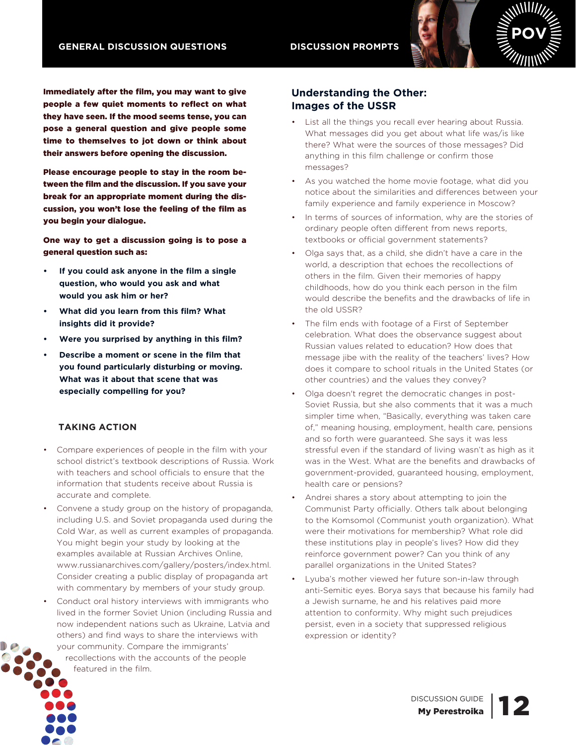## GENERAL DISCUSSION QUESTIONS

**Immediately after the film, you may want to give people a few quiet moments to reflect on what they have seen. If the mood seems tense, you can pose a general question and give people some time to themselves to jot down or think about their answers before opening the discussion.**

**Please encourage people to stay in the room between the film and the discussion. If you save your break for an appropriate moment during the discussion, you won't lose the feeling of the film as you begin your dialogue.**

**One way to get a discussion going is to pose a general question such as:**

- **If you could ask anyone in the film a single question, who would you ask and what would you ask him or her?**
- **What did you learn from this film? What insights did it provide?**
- **Were you surprised by anything in this film?**
- **Describe a moment or scene in the film that you found particularly disturbing or moving. What was it about that scene that was especially compelling for you?**

### TAKING ACTION

- Compare experiences of people in the film with your school district's textbook descriptions of Russia. Work with teachers and school officials to ensure that the information that students receive about Russia is accurate and complete.
- Convene a study group on the history of propaganda, including U.S. and Soviet propaganda used during the Cold War, as well as current examples of propaganda. You might begin your study by looking at the examples available at Russian Archives Online, www.russianarchives.com/gallery/posters/index.html. Consider creating a public display of propaganda art with commentary by members of your study group.
- Conduct oral history interviews with immigrants who lived in the former Soviet Union (including Russia and now independent nations such as Ukraine, Latvia and others) and find ways to share the interviews with your community. Compare the immigrants' recollections with the accounts of the people featured in the film.

## DISCUSSION PROMPTS

### Understanding the Other: Images of the USSR

- List all the things you recall ever hearing about Russia. What messages did you get about what life was/is like there? What were the sources of those messages? Did anything in this film challenge or confirm those messages?
- As you watched the home movie footage, what did you notice about the similarities and differences between your family experience and family experience in Moscow?
- In terms of sources of information, why are the stories of ordinary people often different from news reports, textbooks or official government statements?
- Olga says that, as a child, she didn't have a care in the world, a description that echoes the recollections of others in the film. Given their memories of happy childhoods, how do you think each person in the film would describe the benefits and the drawbacks of life in the old USSR?
- The film ends with footage of a First of September celebration. What does the observance suggest about Russian values related to education? How does that message jibe with the reality of the teachers' lives? How does it compare to school rituals in the United States (or other countries) and the values they convey?
- Olga doesn't regret the democratic changes in post-Soviet Russia, but she also comments that it was a much simpler time when, "Basically, everything was taken care of," meaning housing, employment, health care, pensions and so forth were guaranteed. She says it was less stressful even if the standard of living wasn't as high as it was in the West. What are the benefits and drawbacks of government-provided, guaranteed housing, employment, health care or pensions?
- Andrei shares a story about attempting to join the Communist Party officially. Others talk about belonging to the Komsomol (Communist youth organization). What were their motivations for membership? What role did these institutions play in people's lives? How did they reinforce government power? Can you think of any parallel organizations in the United States?
- Lyuba's mother viewed her future son-in-law through anti-Semitic eyes. Borya says that because his family had a Jewish surname, he and his relatives paid more attention to conformity. Why might such prejudices persist, even in a society that suppressed religious expression or identity?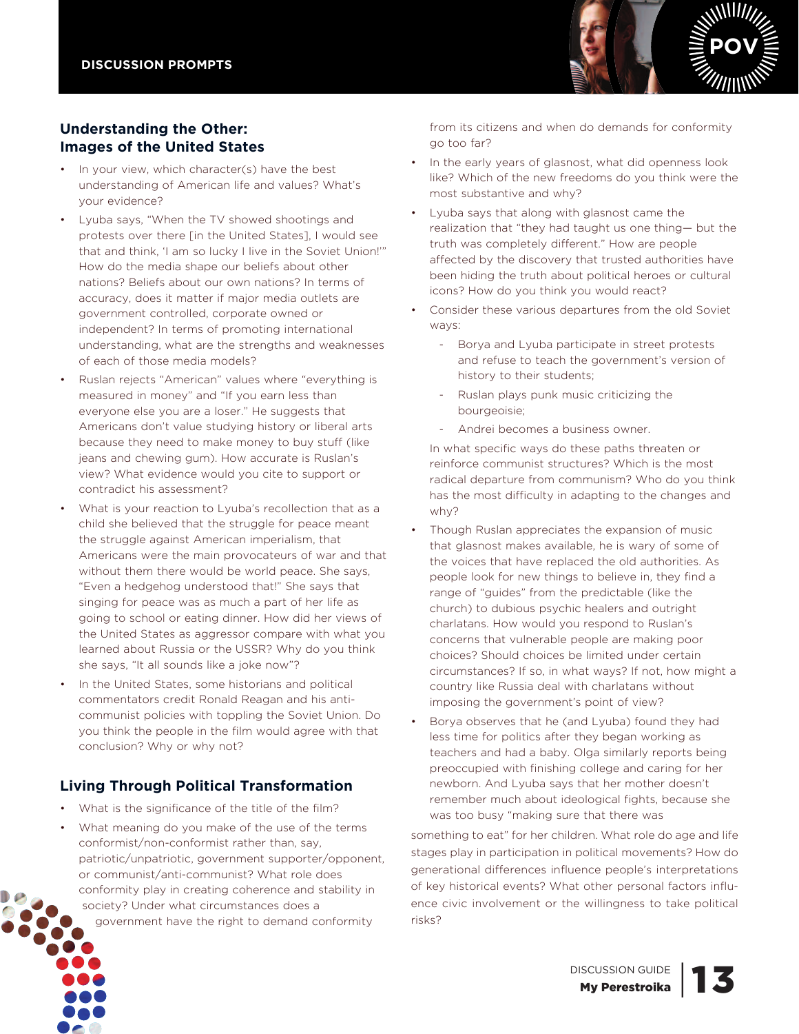## DISCUSSION PROMPTS

### Understanding the Other: Images of the United States

- In your view, which character(s) have the best understanding of American life and values? What's your evidence?
- Lyuba says, "When the TV showed shootings and protests over there [in the United States], I would see that and think, 'I am so lucky I live in the Soviet Union!'" How do the media shape our beliefs about other nations? Beliefs about our own nations? In terms of accuracy, does it matter if major media outlets are government controlled, corporate owned or independent? In terms of promoting international understanding, what are the strengths and weaknesses of each of those media models?
- Ruslan rejects "American" values where "everything is measured in money" and "If you earn less than everyone else you are a loser." He suggests that Americans don't value studying history or liberal arts because they need to make money to buy stuff (like jeans and chewing gum). How accurate is Ruslan's view? What evidence would you cite to support or contradict his assessment?
- What is your reaction to Lyuba's recollection that as a child she believed that the struggle for peace meant the struggle against American imperialism, that Americans were the main provocateurs of war and that without them there would be world peace. She says, "Even a hedgehog understood that!" She says that singing for peace was as much a part of her life as going to school or eating dinner. How did her views of the United States as aggressor compare with what you learned about Russia or the USSR? Why do you think she says, "It all sounds like a joke now"?
- In the United States, some historians and political commentators credit Ronald Reagan and his anti-communist policies with toppling the Soviet Union. Do you think the people in the film would agree with that conclusion? Why or why not?

### Living Through Political Transformation

- What is the significance of the title of the film?
- What meaning do you make of the use of the terms conformist/non-conformist rather than, say, patriotic/unpatriotic, government supporter/opponent, or communist/anti-communist? What role does conformity play in creating coherence and stability in society? Under what circumstances does a government have the right to demand conformity from its citizens and when do demands for conformity go too far?
- In the early years of glasnost, what did openness look like? Which of the new freedoms do you think were the most substantive and why?
- Lyuba says that along with glasnost came the realization that "they had taught us one thing— but the truth was completely different." How are people affected by the discovery that trusted authorities have been hiding the truth about political heroes or cultural icons? How do you think you would react?
- Consider these various departures from the old Soviet ways:
  - Borya and Lyuba participate in street protests and refuse to teach the government's version of history to their students;
  - Ruslan plays punk music criticizing the bourgeoisie;
  - Andrei becomes a business owner.

  In what specific ways do these paths threaten or reinforce communist structures? Which is the most radical departure from communism? Who do you think has the most difficulty in adapting to the changes and why?
- Though Ruslan appreciates the expansion of music that glasnost makes available, he is wary of some of the voices that have replaced the old authorities. As people look for new things to believe in, they find a range of "guides" from the predictable (like the church) to dubious psychic healers and outright charlatans. How would you respond to Ruslan's concerns that vulnerable people are making poor choices? Should choices be limited under certain circumstances? If so, in what ways? If not, how might a country like Russia deal with charlatans without imposing the government's point of view?
- Borya observes that he (and Lyuba) found they had less time for politics after they began working as teachers and had a baby. Olga similarly reports being preoccupied with finishing college and caring for her newborn. And Lyuba says that her mother doesn't remember much about ideological fights, because she was too busy "making sure that there was something to eat" for her children. What role do age and life stages play in participation in political movements? How do generational differences influence people's interpretations of key historical events? What other personal factors influence civic involvement or the willingness to take political risks?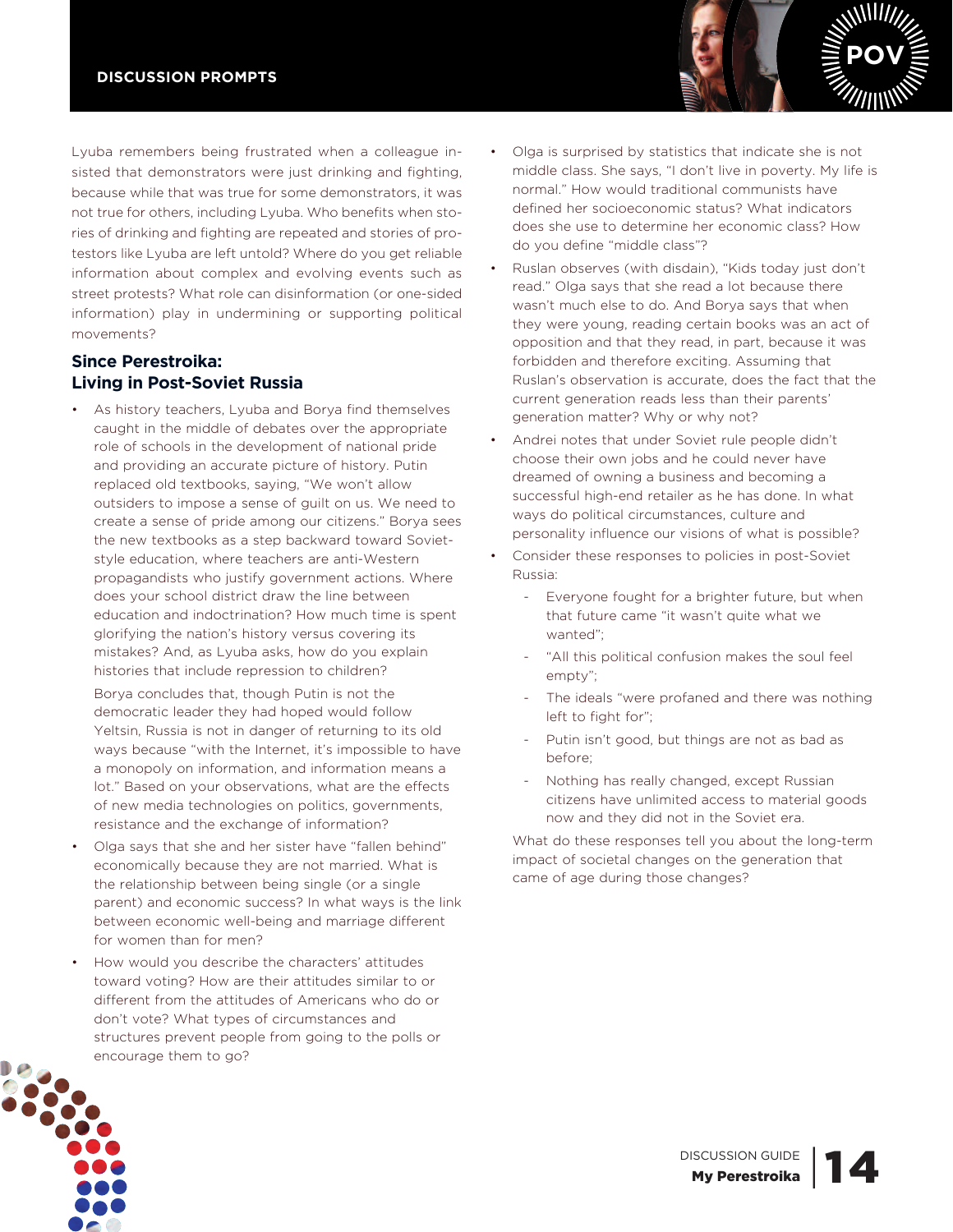Lyuba remembers being frustrated when a colleague insisted that demonstrators were just drinking and fighting, because while that was true for some demonstrators, it was not true for others, including Lyuba. Who benefits when stories of drinking and fighting are repeated and stories of protestors like Lyuba are left untold? Where do you get reliable information about complex and evolving events such as street protests? What role can disinformation (or one-sided information) play in undermining or supporting political movements?

### Since Perestroika: Living in Post-Soviet Russia

- As history teachers, Lyuba and Borya find themselves caught in the middle of debates over the appropriate role of schools in the development of national pride and providing an accurate picture of history. Putin replaced old textbooks, saying, "We won't allow outsiders to impose a sense of guilt on us. We need to create a sense of pride among our citizens." Borya sees the new textbooks as a step backward toward Soviet-style education, where teachers are anti-Western propagandists who justify government actions. Where does your school district draw the line between education and indoctrination? How much time is spent glorifying the nation's history versus covering its mistakes? And, as Lyuba asks, how do you explain histories that include repression to children?

  Borya concludes that, though Putin is not the democratic leader they had hoped would follow Yeltsin, Russia is not in danger of returning to its old ways because "with the Internet, it's impossible to have a monopoly on information, and information means a lot." Based on your observations, what are the effects of new media technologies on politics, governments, resistance and the exchange of information?
- Olga says that she and her sister have "fallen behind" economically because they are not married. What is the relationship between being single (or a single parent) and economic success? In what ways is the link between economic well-being and marriage different for women than for men?
- How would you describe the characters' attitudes toward voting? How are their attitudes similar to or different from the attitudes of Americans who do or don't vote? What types of circumstances and structures prevent people from going to the polls or encourage them to go?
- Olga is surprised by statistics that indicate she is not middle class. She says, "I don't live in poverty. My life is normal." How would traditional communists have defined her socioeconomic status? What indicators does she use to determine her economic class? How do you define "middle class"?
- Ruslan observes (with disdain), "Kids today just don't read." Olga says that she read a lot because there wasn't much else to do. And Borya says that when they were young, reading certain books was an act of opposition and that they read, in part, because it was forbidden and therefore exciting. Assuming that Ruslan's observation is accurate, does the fact that the current generation reads less than their parents' generation matter? Why or why not?
- Andrei notes that under Soviet rule people didn't choose their own jobs and he could never have dreamed of owning a business and becoming a successful high-end retailer as he has done. In what ways do political circumstances, culture and personality influence our visions of what is possible?
- Consider these responses to policies in post-Soviet Russia:
  - Everyone fought for a brighter future, but when that future came "it wasn't quite what we wanted";
  - "All this political confusion makes the soul feel empty";
  - The ideals "were profaned and there was nothing left to fight for";
  - Putin isn't good, but things are not as bad as before;
  - Nothing has really changed, except Russian citizens have unlimited access to material goods now and they did not in the Soviet era.

  What do these responses tell you about the long-term impact of societal changes on the generation that came of age during those changes?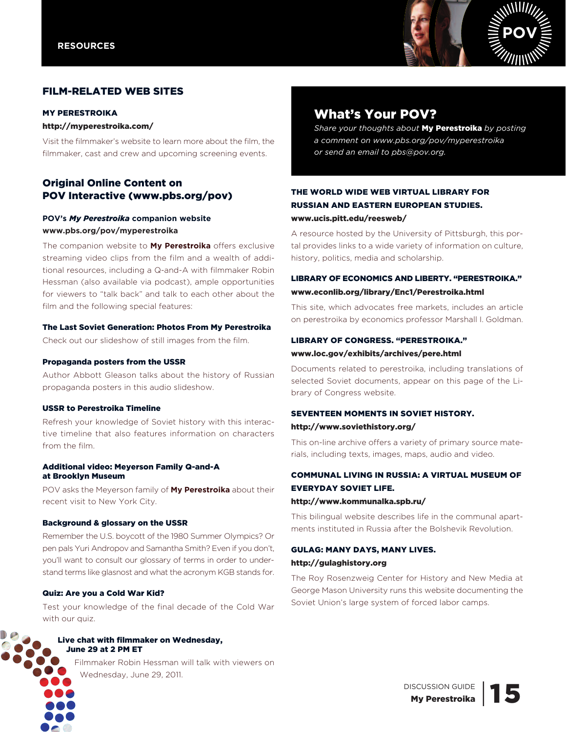# RESOURCES

## FILM-RELATED WEB SITES

**MY PERESTROIKA**
**http://myperestroika.com/**

Visit the filmmaker's website to learn more about the film, the filmmaker, cast and crew and upcoming screening events.

## Original Online Content on POV Interactive (www.pbs.org/pov)

**POV's *My Perestroika* companion website**
**www.pbs.org/pov/myperestroika**

The companion website to **My Perestroika** offers exclusive streaming video clips from the film and a wealth of additional resources, including a Q-and-A with filmmaker Robin Hessman (also available via podcast), ample opportunities for viewers to "talk back" and talk to each other about the film and the following special features:

**The Last Soviet Generation: Photos From My Perestroika**
Check out our slideshow of still images from the film.

**Propaganda posters from the USSR**
Author Abbott Gleason talks about the history of Russian propaganda posters in this audio slideshow.

**USSR to Perestroika Timeline**
Refresh your knowledge of Soviet history with this interactive timeline that also features information on characters from the film.

**Additional video: Meyerson Family Q-and-A at Brooklyn Museum**
POV asks the Meyerson family of **My Perestroika** about their recent visit to New York City.

**Background & glossary on the USSR**
Remember the U.S. boycott of the 1980 Summer Olympics? Or pen pals Yuri Andropov and Samantha Smith? Even if you don't, you'll want to consult our glossary of terms in order to understand terms like glasnost and what the acronym KGB stands for.

**Quiz: Are you a Cold War Kid?**
Test your knowledge of the final decade of the Cold War with our quiz.

**Live chat with filmmaker on Wednesday, June 29 at 2 PM ET**
Filmmaker Robin Hessman will talk with viewers on Wednesday, June 29, 2011.

## What's Your POV?

*Share your thoughts about* ***My Perestroika*** *by posting a comment on www.pbs.org/pov/myperestroika or send an email to pbs@pov.org.*

**THE WORLD WIDE WEB VIRTUAL LIBRARY FOR RUSSIAN AND EASTERN EUROPEAN STUDIES.**
**www.ucis.pitt.edu/reesweb/**

A resource hosted by the University of Pittsburgh, this portal provides links to a wide variety of information on culture, history, politics, media and scholarship.

**LIBRARY OF ECONOMICS AND LIBERTY. "PERESTROIKA."**
**www.econlib.org/library/Enc1/Perestroika.html**

This site, which advocates free markets, includes an article on perestroika by economics professor Marshall I. Goldman.

**LIBRARY OF CONGRESS. "PERESTROIKA."**
**www.loc.gov/exhibits/archives/pere.html**

Documents related to perestroika, including translations of selected Soviet documents, appear on this page of the Library of Congress website.

**SEVENTEEN MOMENTS IN SOVIET HISTORY.**
**http://www.soviethistory.org/**

This on-line archive offers a variety of primary source materials, including texts, images, maps, audio and video.

**COMMUNAL LIVING IN RUSSIA: A VIRTUAL MUSEUM OF EVERYDAY SOVIET LIFE.**
**http://www.kommunalka.spb.ru/**

This bilingual website describes life in the communal apartments instituted in Russia after the Bolshevik Revolution.

**GULAG: MANY DAYS, MANY LIVES.**
**http://gulaghistory.org**

The Roy Rosenzweig Center for History and New Media at George Mason University runs this website documenting the Soviet Union's large system of forced labor camps.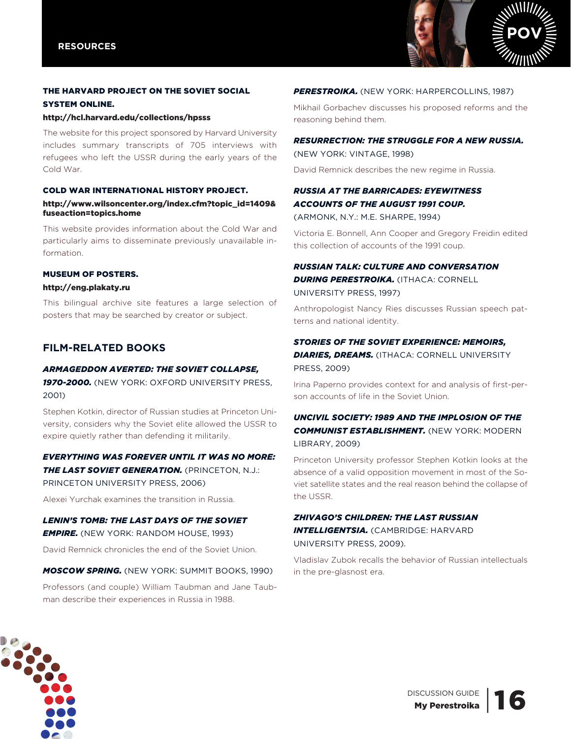**THE HARVARD PROJECT ON THE SOVIET SOCIAL SYSTEM ONLINE.**

**http://hcl.harvard.edu/collections/hpsss**

The website for this project sponsored by Harvard University includes summary transcripts of 705 interviews with refugees who left the USSR during the early years of the Cold War.

**COLD WAR INTERNATIONAL HISTORY PROJECT.**

**http://www.wilsoncenter.org/index.cfm?topic_id=1409&fuseaction=topics.home**

This website provides information about the Cold War and particularly aims to disseminate previously unavailable information.

**MUSEUM OF POSTERS.**

**http://eng.plakaty.ru**

This bilingual archive site features a large selection of posters that may be searched by creator or subject.

## FILM-RELATED BOOKS

***ARMAGEDDON AVERTED: THE SOVIET COLLAPSE, 1970-2000.*** (NEW YORK: OXFORD UNIVERSITY PRESS, 2001)

Stephen Kotkin, director of Russian studies at Princeton University, considers why the Soviet elite allowed the USSR to expire quietly rather than defending it militarily.

***EVERYTHING WAS FOREVER UNTIL IT WAS NO MORE: THE LAST SOVIET GENERATION.*** (PRINCETON, N.J.: PRINCETON UNIVERSITY PRESS, 2006)

Alexei Yurchak examines the transition in Russia.

***LENIN'S TOMB: THE LAST DAYS OF THE SOVIET EMPIRE.*** (NEW YORK: RANDOM HOUSE, 1993)

David Remnick chronicles the end of the Soviet Union.

***MOSCOW SPRING.*** (NEW YORK: SUMMIT BOOKS, 1990)

Professors (and couple) William Taubman and Jane Taubman describe their experiences in Russia in 1988.

***PERESTROIKA.*** (NEW YORK: HARPERCOLLINS, 1987)

Mikhail Gorbachev discusses his proposed reforms and the reasoning behind them.

***RESURRECTION: THE STRUGGLE FOR A NEW RUSSIA.*** (NEW YORK: VINTAGE, 1998)

David Remnick describes the new regime in Russia.

***RUSSIA AT THE BARRICADES: EYEWITNESS ACCOUNTS OF THE AUGUST 1991 COUP.*** (ARMONK, N.Y.: M.E. SHARPE, 1994)

Victoria E. Bonnell, Ann Cooper and Gregory Freidin edited this collection of accounts of the 1991 coup.

***RUSSIAN TALK: CULTURE AND CONVERSATION DURING PERESTROIKA.*** (ITHACA: CORNELL UNIVERSITY PRESS, 1997)

Anthropologist Nancy Ries discusses Russian speech patterns and national identity.

***STORIES OF THE SOVIET EXPERIENCE: MEMOIRS, DIARIES, DREAMS.*** (ITHACA: CORNELL UNIVERSITY PRESS, 2009)

Irina Paperno provides context for and analysis of first-person accounts of life in the Soviet Union.

***UNCIVIL SOCIETY: 1989 AND THE IMPLOSION OF THE COMMUNIST ESTABLISHMENT.*** (NEW YORK: MODERN LIBRARY, 2009)

Princeton University professor Stephen Kotkin looks at the absence of a valid opposition movement in most of the Soviet satellite states and the real reason behind the collapse of the USSR.

***ZHIVAGO'S CHILDREN: THE LAST RUSSIAN INTELLIGENTSIA.*** (CAMBRIDGE: HARVARD UNIVERSITY PRESS, 2009).

Vladislav Zubok recalls the behavior of Russian intellectuals in the pre-glasnost era.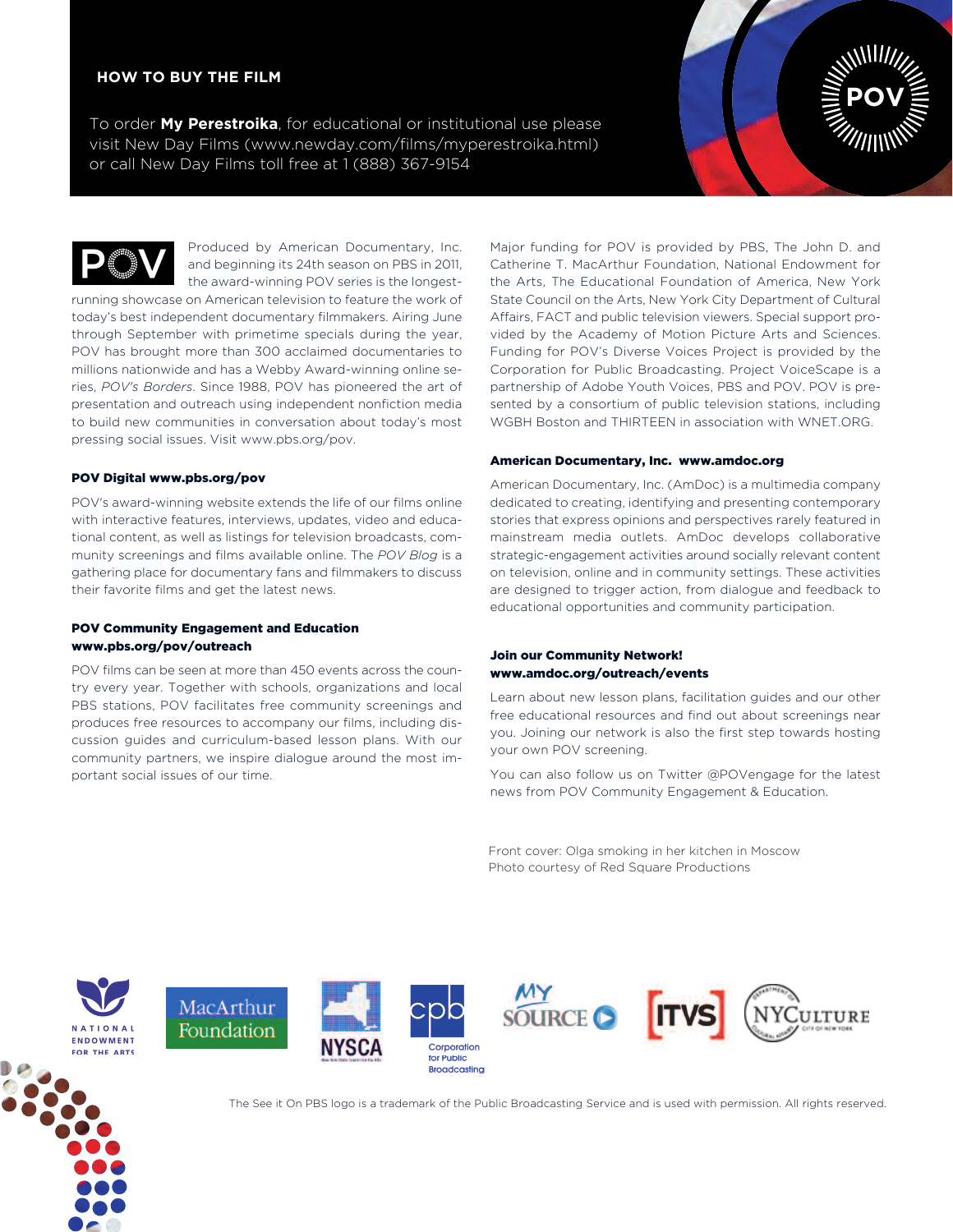## HOW TO BUY THE FILM

To order **My Perestroika**, for educational or institutional use please visit New Day Films (www.newday.com/films/myperestroika.html) or call New Day Films toll free at 1 (888) 367-9154

Produced by American Documentary, Inc. and beginning its 24th season on PBS in 2011, the award-winning POV series is the longest-running showcase on American television to feature the work of today's best independent documentary filmmakers. Airing June through September with primetime specials during the year, POV has brought more than 300 acclaimed documentaries to millions nationwide and has a Webby Award-winning online series, *POV's Borders*. Since 1988, POV has pioneered the art of presentation and outreach using independent nonfiction media to build new communities in conversation about today's most pressing social issues. Visit www.pbs.org/pov.

**POV Digital www.pbs.org/pov**

POV's award-winning website extends the life of our films online with interactive features, interviews, updates, video and educational content, as well as listings for television broadcasts, community screenings and films available online. The *POV Blog* is a gathering place for documentary fans and filmmakers to discuss their favorite films and get the latest news.

**POV Community Engagement and Education**
**www.pbs.org/pov/outreach**

POV films can be seen at more than 450 events across the country every year. Together with schools, organizations and local PBS stations, POV facilitates free community screenings and produces free resources to accompany our films, including discussion guides and curriculum-based lesson plans. With our community partners, we inspire dialogue around the most important social issues of our time.

Major funding for POV is provided by PBS, The John D. and Catherine T. MacArthur Foundation, National Endowment for the Arts, The Educational Foundation of America, New York State Council on the Arts, New York City Department of Cultural Affairs, FACT and public television viewers. Special support provided by the Academy of Motion Picture Arts and Sciences. Funding for POV's Diverse Voices Project is provided by the Corporation for Public Broadcasting. Project VoiceScape is a partnership of Adobe Youth Voices, PBS and POV. POV is presented by a consortium of public television stations, including WGBH Boston and THIRTEEN in association with WNET.ORG.

**American Documentary, Inc. www.amdoc.org**

American Documentary, Inc. (AmDoc) is a multimedia company dedicated to creating, identifying and presenting contemporary stories that express opinions and perspectives rarely featured in mainstream media outlets. AmDoc develops collaborative strategic-engagement activities around socially relevant content on television, online and in community settings. These activities are designed to trigger action, from dialogue and feedback to educational opportunities and community participation.

**Join our Community Network!**
**www.amdoc.org/outreach/events**

Learn about new lesson plans, facilitation guides and our other free educational resources and find out about screenings near you. Joining our network is also the first step towards hosting your own POV screening.

You can also follow us on Twitter @POVengage for the latest news from POV Community Engagement & Education.

Front cover: Olga smoking in her kitchen in Moscow
Photo courtesy of Red Square Productions

The See it On PBS logo is a trademark of the Public Broadcasting Service and is used with permission. All rights reserved.